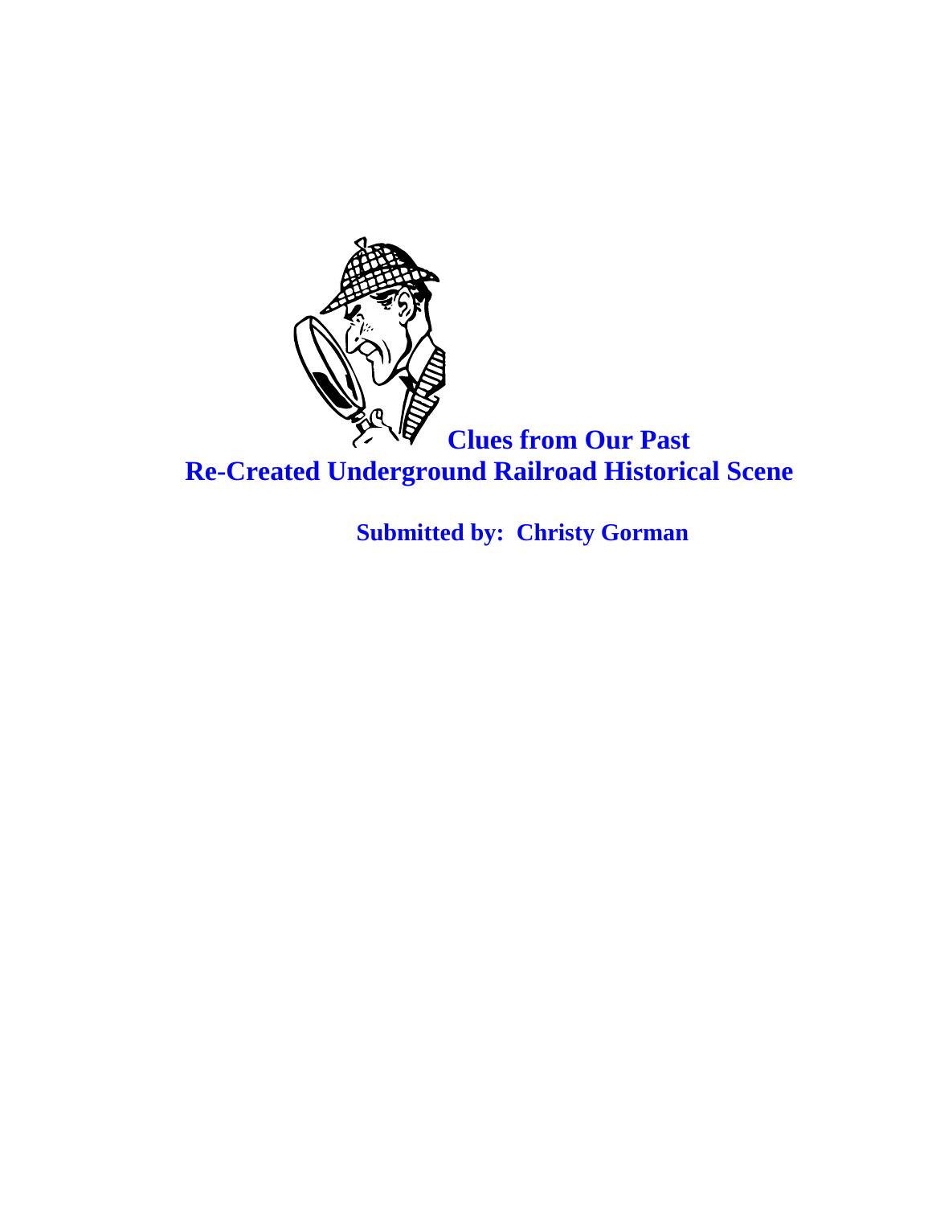# Clues from Our Past

## Re-Created Underground Railroad Historical Scene

**Submitted by: Christy Gorman**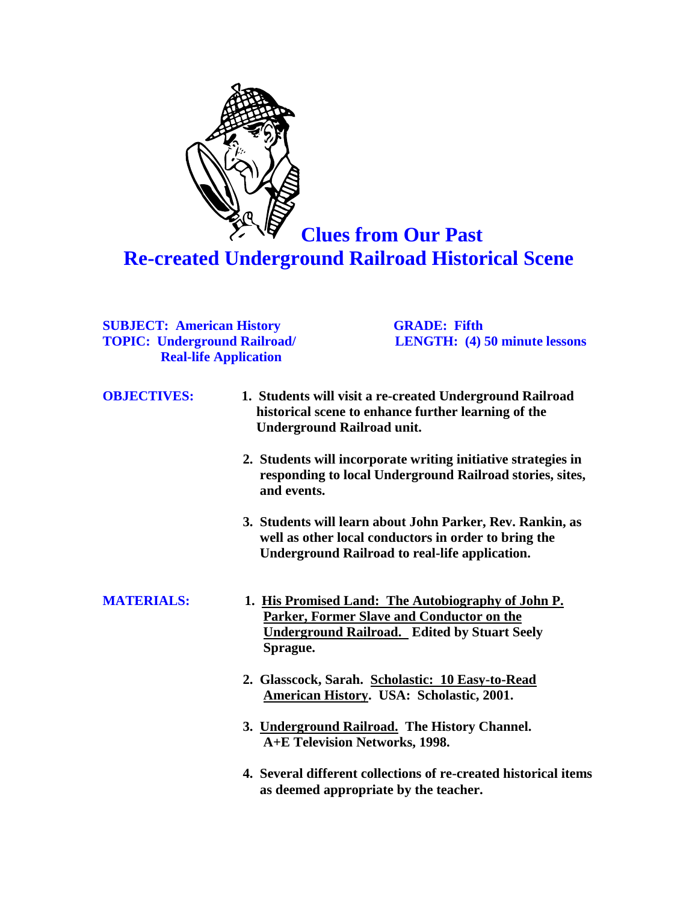# Clues from Our Past

# Re-created Underground Railroad Historical Scene

**SUBJECT: American History**
**TOPIC: Underground Railroad/ Real-life Application**

**GRADE: Fifth**
**LENGTH: (4) 50 minute lessons**

**OBJECTIVES:**

1. **Students will visit a re-created Underground Railroad historical scene to enhance further learning of the Underground Railroad unit.**
2. **Students will incorporate writing initiative strategies in responding to local Underground Railroad stories, sites, and events.**
3. **Students will learn about John Parker, Rev. Rankin, as well as other local conductors in order to bring the Underground Railroad to real-life application.**

**MATERIALS:**

1. **His Promised Land: The Autobiography of John P. Parker, Former Slave and Conductor on the Underground Railroad. Edited by Stuart Seely Sprague.**
2. **Glasscock, Sarah. Scholastic: 10 Easy-to-Read American History. USA: Scholastic, 2001.**
3. **Underground Railroad. The History Channel. A+E Television Networks, 1998.**
4. **Several different collections of re-created historical items as deemed appropriate by the teacher.**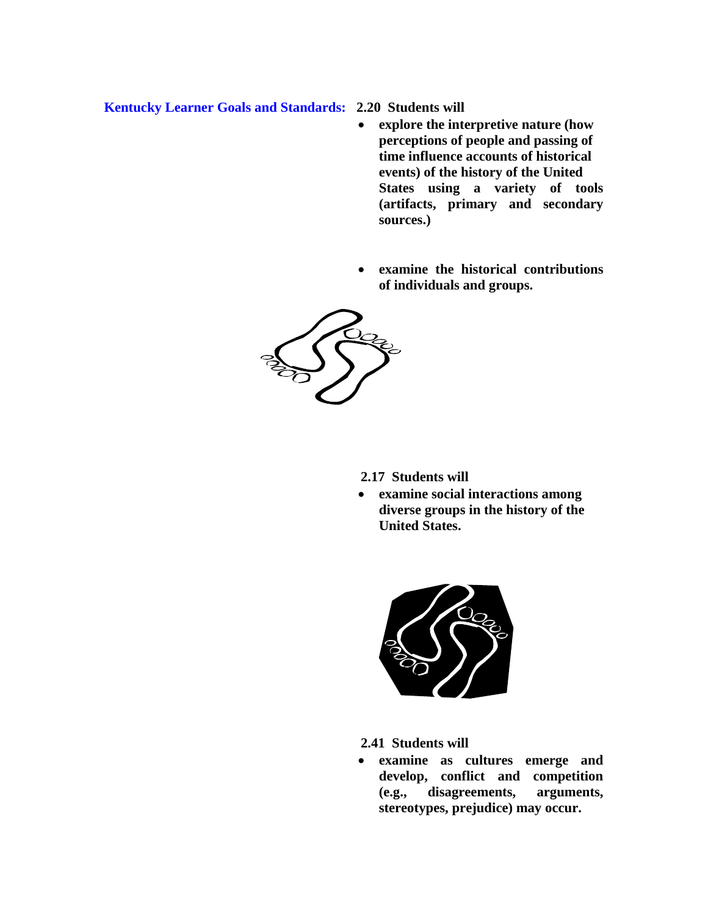**Kentucky Learner Goals and Standards:** **2.20 Students will**

- **explore the interpretive nature (how perceptions of people and passing of time influence accounts of historical events) of the history of the United States using a variety of tools (artifacts, primary and secondary sources.)**

- **examine the historical contributions of individuals and groups.**

**2.17 Students will**

- **examine social interactions among diverse groups in the history of the United States.**

**2.41 Students will**

- **examine as cultures emerge and develop, conflict and competition (e.g., disagreements, arguments, stereotypes, prejudice) may occur.**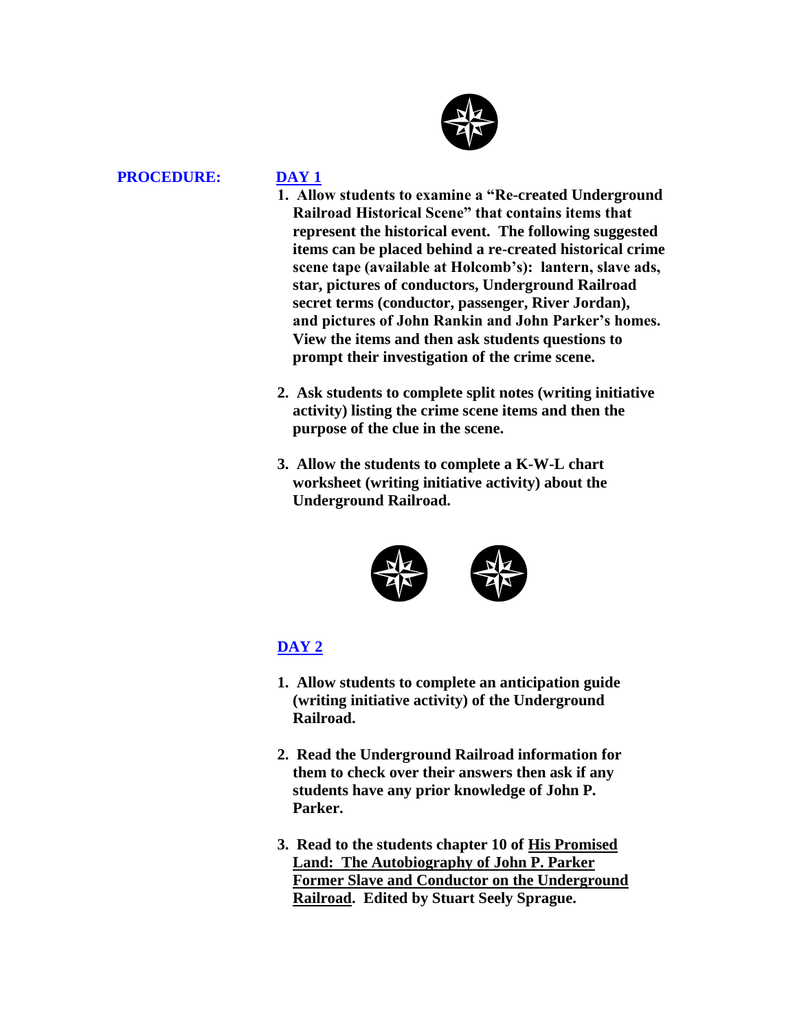**PROCEDURE:** **DAY 1**

1. **Allow students to examine a "Re-created Underground Railroad Historical Scene" that contains items that represent the historical event. The following suggested items can be placed behind a re-created historical crime scene tape (available at Holcomb's): lantern, slave ads, star, pictures of conductors, Underground Railroad secret terms (conductor, passenger, River Jordan), and pictures of John Rankin and John Parker's homes. View the items and then ask students questions to prompt their investigation of the crime scene.**

2. **Ask students to complete split notes (writing initiative activity) listing the crime scene items and then the purpose of the clue in the scene.**

3. **Allow the students to complete a K-W-L chart worksheet (writing initiative activity) about the Underground Railroad.**

**DAY 2**

1. **Allow students to complete an anticipation guide (writing initiative activity) of the Underground Railroad.**

2. **Read the Underground Railroad information for them to check over their answers then ask if any students have any prior knowledge of John P. Parker.**

3. **Read to the students chapter 10 of His Promised Land: The Autobiography of John P. Parker Former Slave and Conductor on the Underground Railroad. Edited by Stuart Seely Sprague.**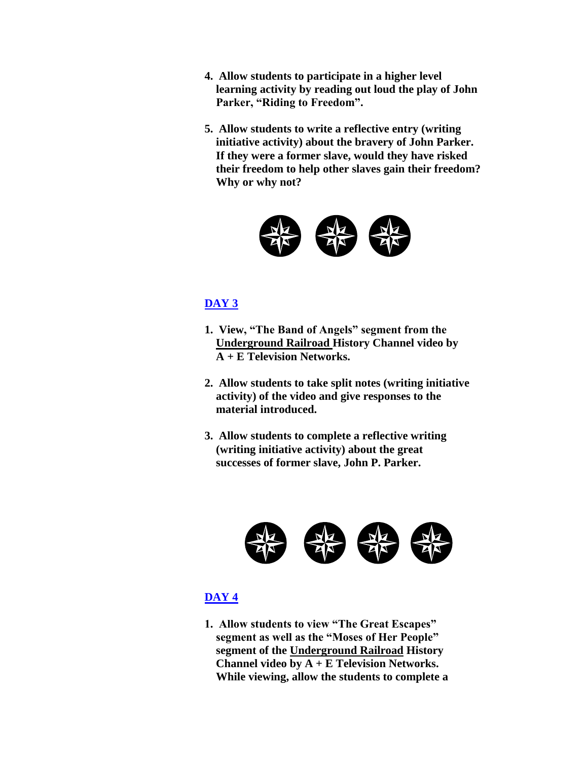4. **Allow students to participate in a higher level learning activity by reading out loud the play of John Parker, "Riding to Freedom".**

5. **Allow students to write a reflective entry (writing initiative activity) about the bravery of John Parker. If they were a former slave, would they have risked their freedom to help other slaves gain their freedom? Why or why not?**

## DAY 3

1. **View, "The Band of Angels" segment from the Underground Railroad History Channel video by A + E Television Networks.**

2. **Allow students to take split notes (writing initiative activity) of the video and give responses to the material introduced.**

3. **Allow students to complete a reflective writing (writing initiative activity) about the great successes of former slave, John P. Parker.**

## DAY 4

1. **Allow students to view "The Great Escapes" segment as well as the "Moses of Her People" segment of the Underground Railroad History Channel video by A + E Television Networks. While viewing, allow the students to complete a**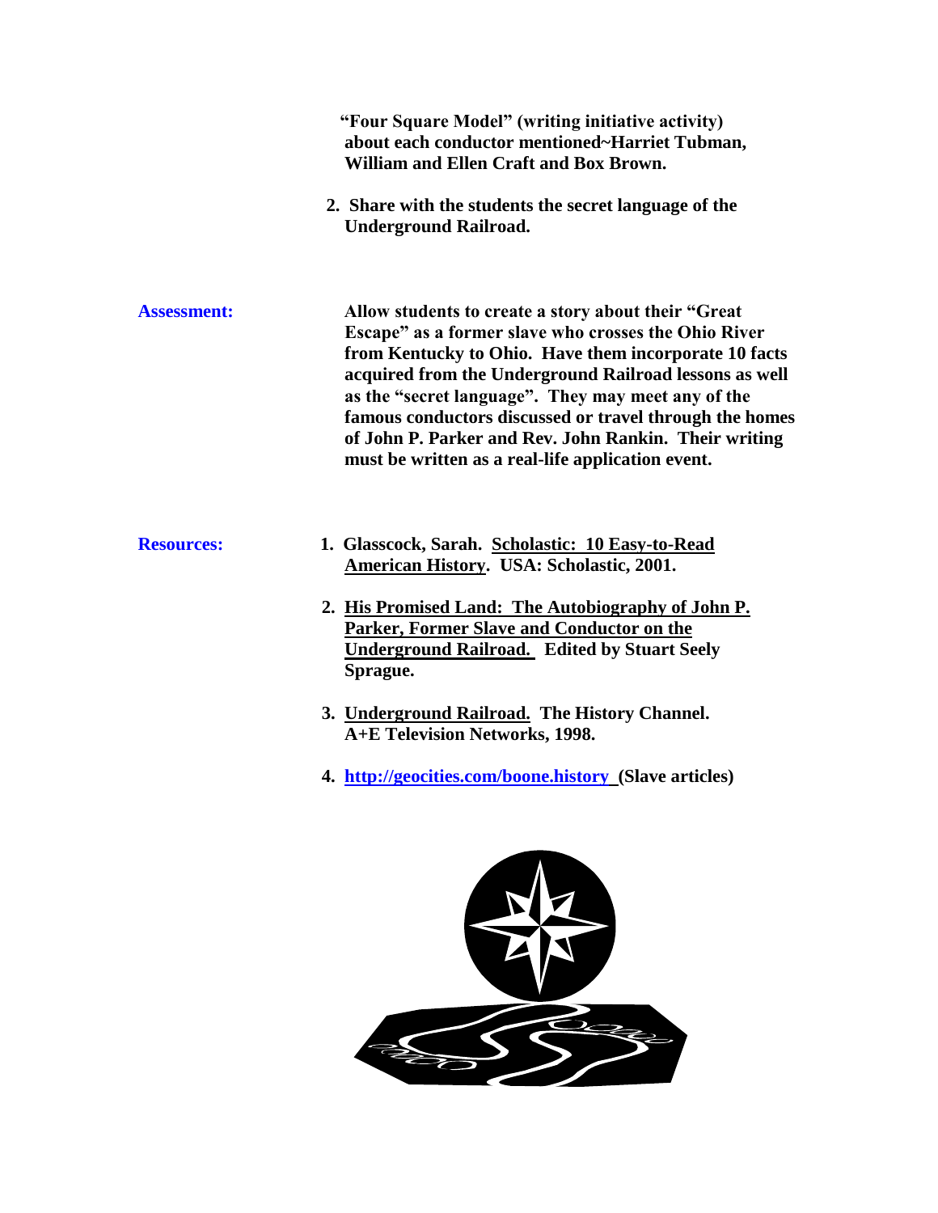**"Four Square Model" (writing initiative activity) about each conductor mentioned~Harriet Tubman, William and Ellen Craft and Box Brown.**

2. **Share with the students the secret language of the Underground Railroad.**

**Assessment:** **Allow students to create a story about their "Great Escape" as a former slave who crosses the Ohio River from Kentucky to Ohio. Have them incorporate 10 facts acquired from the Underground Railroad lessons as well as the "secret language". They may meet any of the famous conductors discussed or travel through the homes of John P. Parker and Rev. John Rankin. Their writing must be written as a real-life application event.**

**Resources:**

1. **Glasscock, Sarah. Scholastic: 10 Easy-to-Read American History. USA: Scholastic, 2001.**
2. **His Promised Land: The Autobiography of John P. Parker, Former Slave and Conductor on the Underground Railroad. Edited by Stuart Seely Sprague.**
3. **Underground Railroad. The History Channel. A+E Television Networks, 1998.**
4. **[http://geocities.com/boone.history](http://geocities.com/boone.history) (Slave articles)**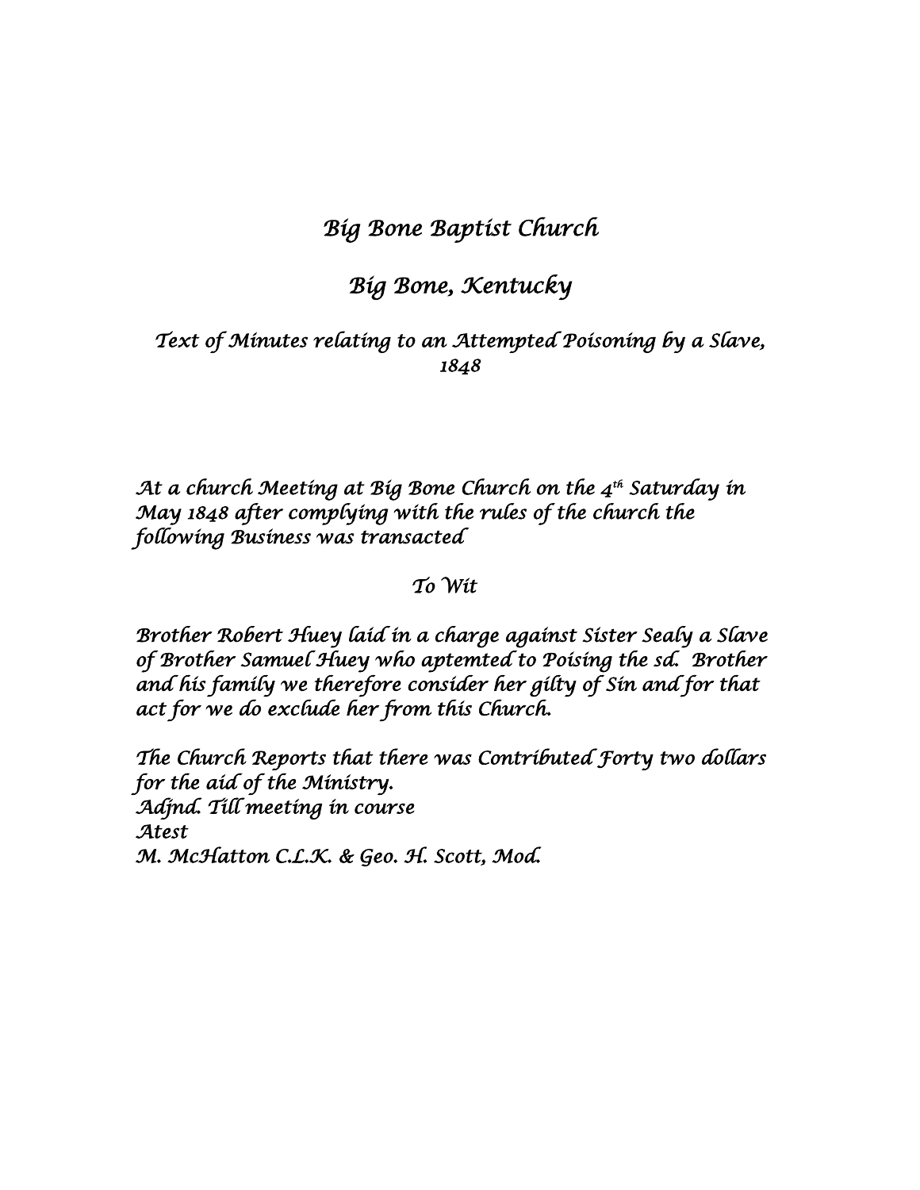# *Big Bone Baptist Church*

## *Big Bone, Kentucky*

### *Text of Minutes relating to an Attempted Poisoning by a Slave, 1848*

*At a church Meeting at Big Bone Church on the 4th Saturday in May 1848 after complying with the rules of the church the following Business was transacted*

*To Wit*

*Brother Robert Huey laid in a charge against Sister Sealy a Slave of Brother Samuel Huey who aptemted to Poising the sd. Brother and his family we therefore consider her gilty of Sin and for that act for we do exclude her from this Church.*

*The Church Reports that there was Contributed Forty two dollars for the aid of the Ministry.*
*Adjnd. Till meeting in course*
*Atest*
*M. McHatton C.L.K. & Geo. H. Scott, Mod.*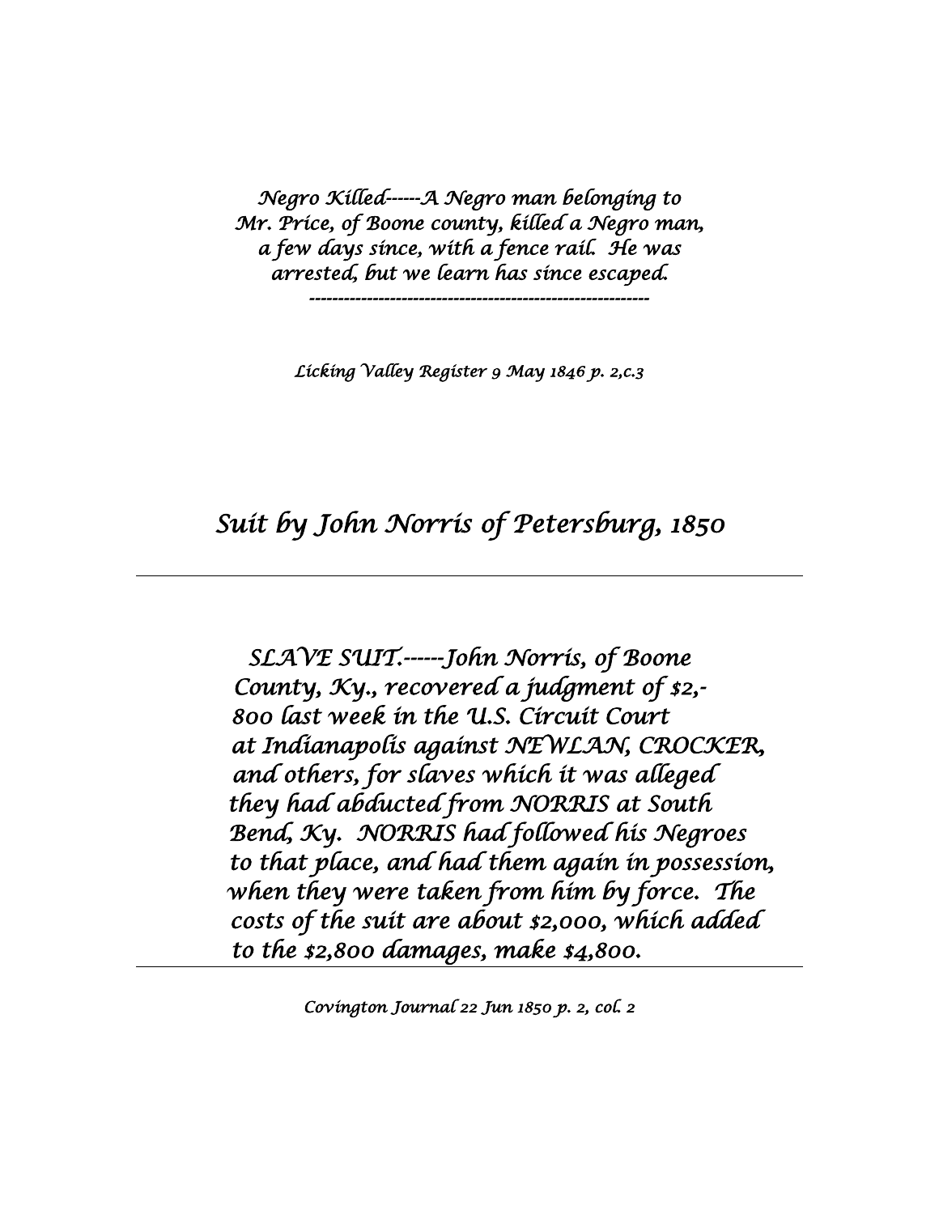*Negro Killed-----A Negro man belonging to Mr. Price, of Boone county, killed a Negro man, a few days since, with a fence rail. He was arrested, but we learn has since escaped.*

---

*Licking Valley Register 9 May 1846 p. 2,c.3*

## *Suit by John Norris of Petersburg, 1850*

---

*SLAVE SUIT.------John Norris, of Boone County, Ky., recovered a judgment of $2,-800 last week in the U.S. Circuit Court at Indianapolis against NEWLAN, CROCKER, and others, for slaves which it was alleged they had abducted from NORRIS at South Bend, Ky. NORRIS had followed his Negroes to that place, and had them again in possession, when they were taken from him by force. The costs of the suit are about $2,000, which added to the $2,800 damages, make $4,800.*

---

*Covington Journal 22 Jun 1850 p. 2, col. 2*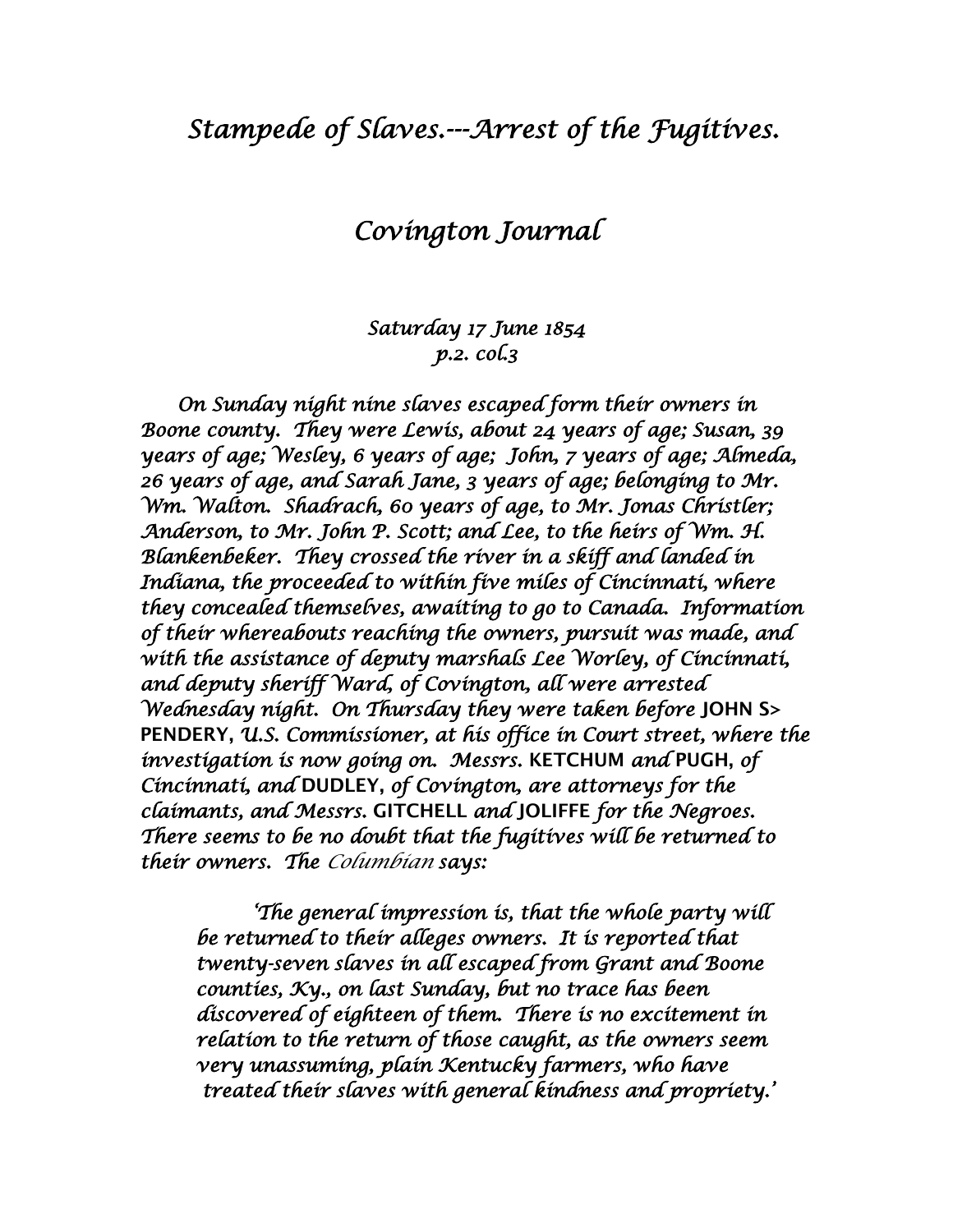# *Stampede of Slaves.---Arrest of the Fugitives.*

## *Covington Journal*

*Saturday 17 June 1854*
*p.2. col.3*

*On Sunday night nine slaves escaped form their owners in Boone county. They were Lewis, about 24 years of age; Susan, 39 years of age; Wesley, 6 years of age; John, 7 years of age; Almeda, 26 years of age, and Sarah Jane, 3 years of age; belonging to Mr. Wm. Walton. Shadrach, 60 years of age, to Mr. Jonas Christler; Anderson, to Mr. John P. Scott; and Lee, to the heirs of Wm. H. Blankenbeker. They crossed the river in a skiff and landed in Indiana, the proceeded to within five miles of Cincinnati, where they concealed themselves, awaiting to go to Canada. Information of their whereabouts reaching the owners, pursuit was made, and with the assistance of deputy marshals Lee Worley, of Cincinnati, and deputy sheriff Ward, of Covington, all were arrested Wednesday night. On Thursday they were taken before* JOHN S> PENDERY, *U.S. Commissioner, at his office in Court street, where the investigation is now going on. Messrs.* KETCHUM *and* PUGH, *of Cincinnati, and* DUDLEY, *of Covington, are attorneys for the claimants, and Messrs.* GITCHELL *and* JOLIFFE *for the Negroes. There seems to be no doubt that the fugitives will be returned to their owners. The* Columbian *says:*

> *'The general impression is, that the whole party will be returned to their alleges owners. It is reported that twenty-seven slaves in all escaped from Grant and Boone counties, Ky., on last Sunday, but no trace has been discovered of eighteen of them. There is no excitement in relation to the return of those caught, as the owners seem very unassuming, plain Kentucky farmers, who have treated their slaves with general kindness and propriety.'*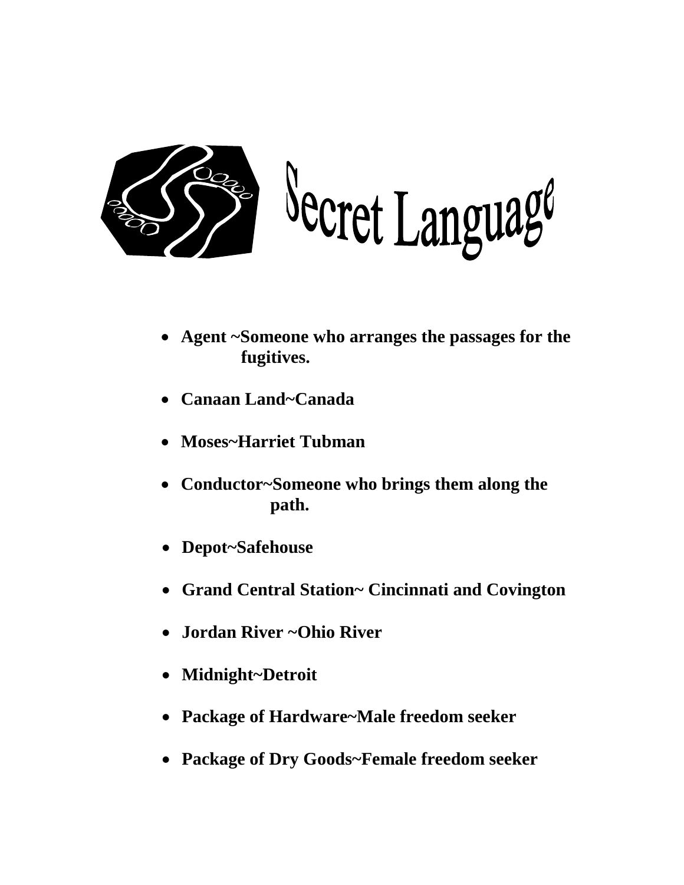# Secret Language

- **Agent ~Someone who arranges the passages for the fugitives.**
- **Canaan Land~Canada**
- **Moses~Harriet Tubman**
- **Conductor~Someone who brings them along the path.**
- **Depot~Safehouse**
- **Grand Central Station~ Cincinnati and Covington**
- **Jordan River ~Ohio River**
- **Midnight~Detroit**
- **Package of Hardware~Male freedom seeker**
- **Package of Dry Goods~Female freedom seeker**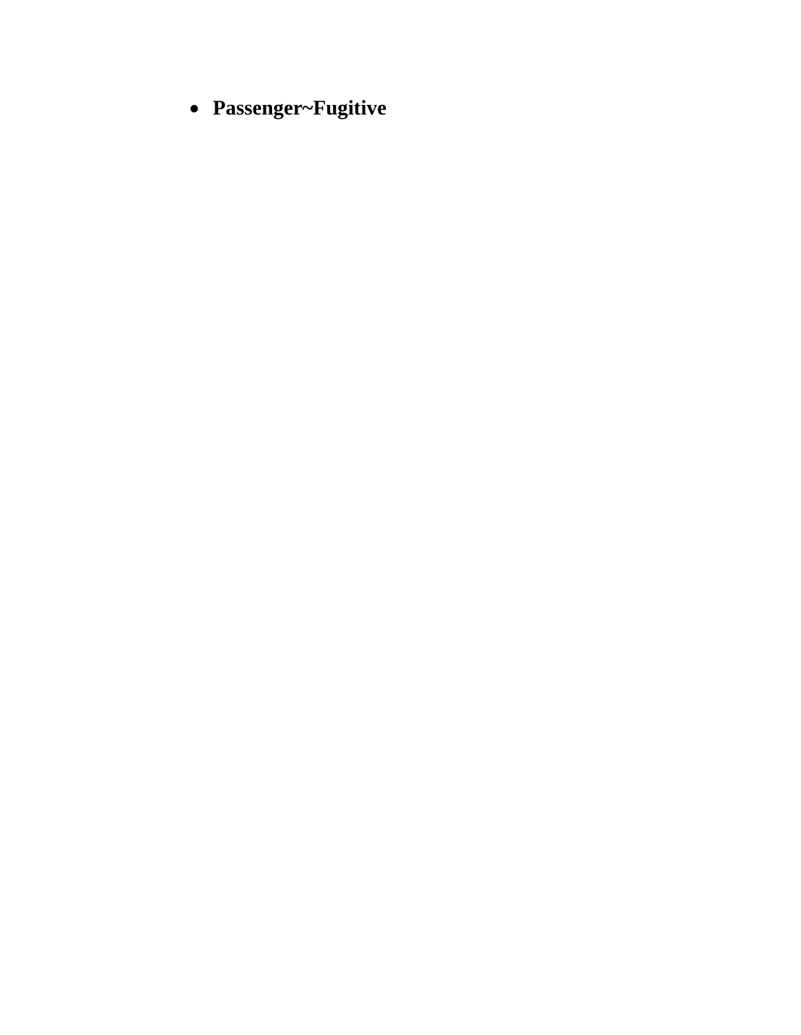- **Passenger~Fugitive**